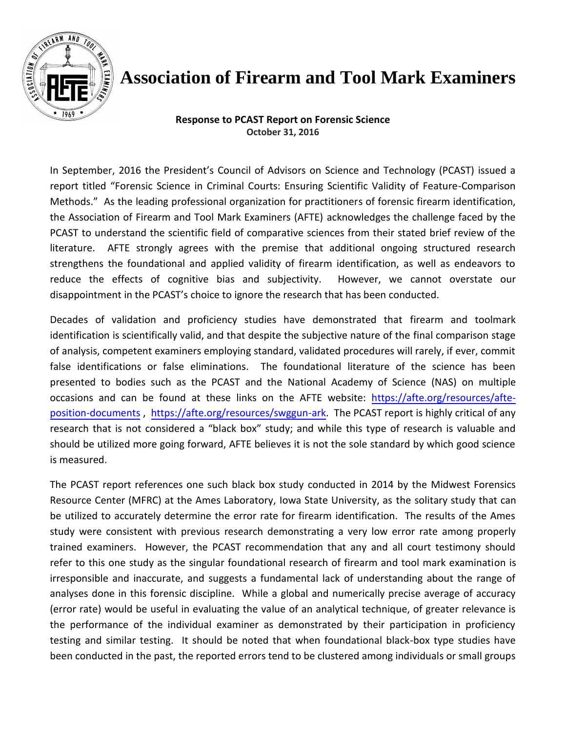# Association of Firearm and Tool Mark Examiners

**Response to PCAST Report on Forensic Science**
**October 31, 2016**

In September, 2016 the President's Council of Advisors on Science and Technology (PCAST) issued a report titled "Forensic Science in Criminal Courts: Ensuring Scientific Validity of Feature-Comparison Methods." As the leading professional organization for practitioners of forensic firearm identification, the Association of Firearm and Tool Mark Examiners (AFTE) acknowledges the challenge faced by the PCAST to understand the scientific field of comparative sciences from their stated brief review of the literature. AFTE strongly agrees with the premise that additional ongoing structured research strengthens the foundational and applied validity of firearm identification, as well as endeavors to reduce the effects of cognitive bias and subjectivity. However, we cannot overstate our disappointment in the PCAST's choice to ignore the research that has been conducted.

Decades of validation and proficiency studies have demonstrated that firearm and toolmark identification is scientifically valid, and that despite the subjective nature of the final comparison stage of analysis, competent examiners employing standard, validated procedures will rarely, if ever, commit false identifications or false eliminations. The foundational literature of the science has been presented to bodies such as the PCAST and the National Academy of Science (NAS) on multiple occasions and can be found at these links on the AFTE website: [https://afte.org/resources/afte-position-documents](https://afte.org/resources/afte-position-documents) , [https://afte.org/resources/swggun-ark](https://afte.org/resources/swggun-ark). The PCAST report is highly critical of any research that is not considered a "black box" study; and while this type of research is valuable and should be utilized more going forward, AFTE believes it is not the sole standard by which good science is measured.

The PCAST report references one such black box study conducted in 2014 by the Midwest Forensics Resource Center (MFRC) at the Ames Laboratory, Iowa State University, as the solitary study that can be utilized to accurately determine the error rate for firearm identification. The results of the Ames study were consistent with previous research demonstrating a very low error rate among properly trained examiners. However, the PCAST recommendation that any and all court testimony should refer to this one study as the singular foundational research of firearm and tool mark examination is irresponsible and inaccurate, and suggests a fundamental lack of understanding about the range of analyses done in this forensic discipline. While a global and numerically precise average of accuracy (error rate) would be useful in evaluating the value of an analytical technique, of greater relevance is the performance of the individual examiner as demonstrated by their participation in proficiency testing and similar testing. It should be noted that when foundational black-box type studies have been conducted in the past, the reported errors tend to be clustered among individuals or small groups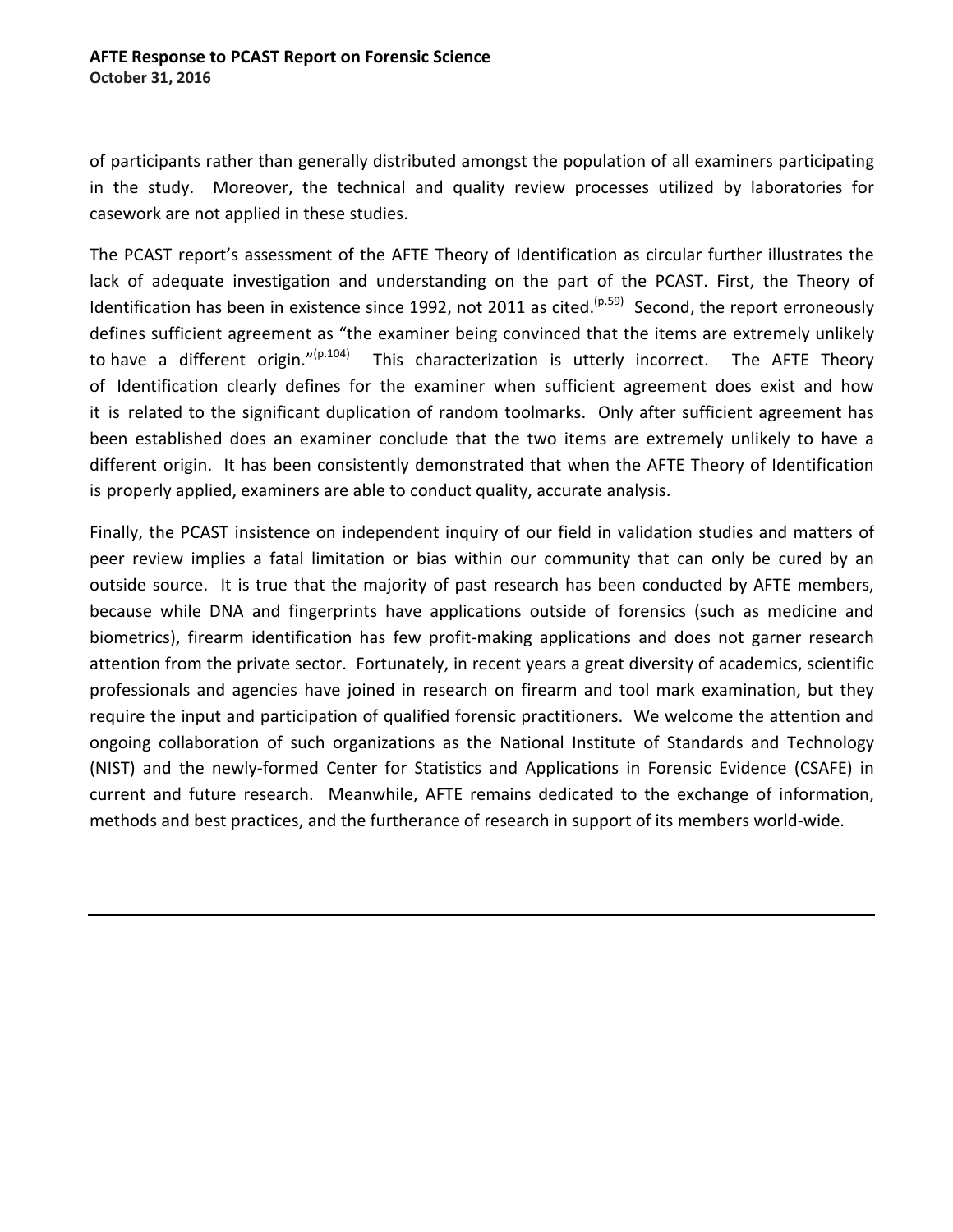of participants rather than generally distributed amongst the population of all examiners participating in the study. Moreover, the technical and quality review processes utilized by laboratories for casework are not applied in these studies.

The PCAST report's assessment of the AFTE Theory of Identification as circular further illustrates the lack of adequate investigation and understanding on the part of the PCAST. First, the Theory of Identification has been in existence since 1992, not 2011 as cited.[p.59] Second, the report erroneously defines sufficient agreement as "the examiner being convinced that the items are extremely unlikely to have a different origin."[p.104] This characterization is utterly incorrect. The AFTE Theory of Identification clearly defines for the examiner when sufficient agreement does exist and how it is related to the significant duplication of random toolmarks. Only after sufficient agreement has been established does an examiner conclude that the two items are extremely unlikely to have a different origin. It has been consistently demonstrated that when the AFTE Theory of Identification is properly applied, examiners are able to conduct quality, accurate analysis.

Finally, the PCAST insistence on independent inquiry of our field in validation studies and matters of peer review implies a fatal limitation or bias within our community that can only be cured by an outside source. It is true that the majority of past research has been conducted by AFTE members, because while DNA and fingerprints have applications outside of forensics (such as medicine and biometrics), firearm identification has few profit-making applications and does not garner research attention from the private sector. Fortunately, in recent years a great diversity of academics, scientific professionals and agencies have joined in research on firearm and tool mark examination, but they require the input and participation of qualified forensic practitioners. We welcome the attention and ongoing collaboration of such organizations as the National Institute of Standards and Technology (NIST) and the newly-formed Center for Statistics and Applications in Forensic Evidence (CSAFE) in current and future research. Meanwhile, AFTE remains dedicated to the exchange of information, methods and best practices, and the furtherance of research in support of its members world-wide.